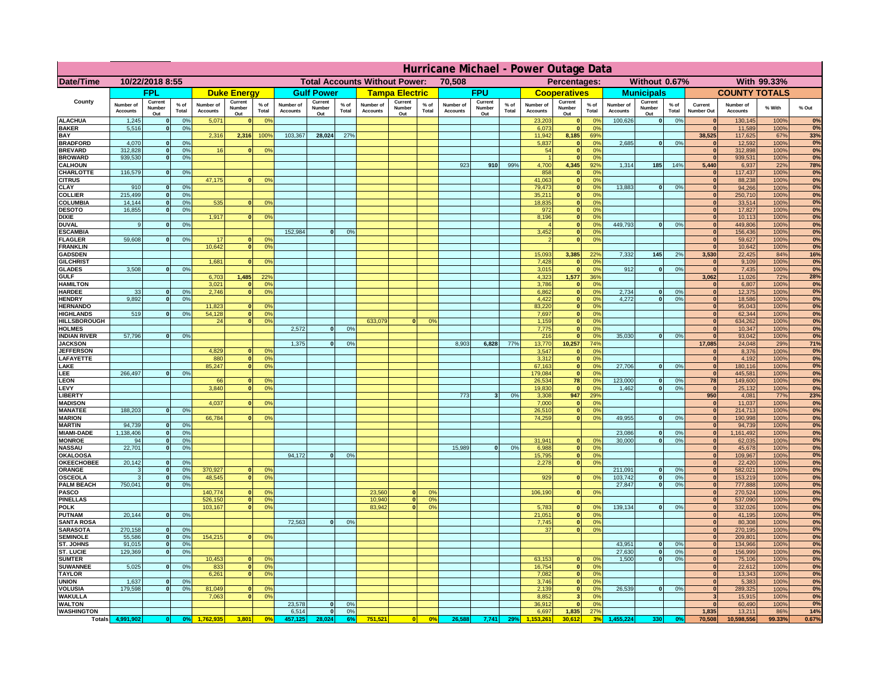# Hurricane Michael - Power Outage Data

| Date/Time | 10/22/2018 8:55 | | | | | | | Total Accounts Without Power: | | | 70,508 | | | | | Percentages: | | | Without | 0.67% | | | With | 99.33% | | |
|---|---|---|---|---|---|---|---|---|---|---|---|---|---|---|---|---|---|---|---|---|---|---|---|---|---|---|
| | FPL | | | Duke Energy | | | Gulf Power | | | Tampa Electric | | | FPU | | | Cooperatives | | | Municipals | | | COUNTY TOTALS | | | | |
| County | Number of Accounts | Current Number Out | % of Total | Number of Accounts | Current Number Out | % of Total | Number of Accounts | Current Number Out | % of Total | Number of Accounts | Current Number Out | % of Total | Number of Accounts | Current Number Out | % of Total | Number of Accounts | Current Number Out | % of Total | Number of Accounts | Current Number Out | % of Total | Current Number Out | Number of Accounts | % With | % Out |
| ALACHUA | 1,245 | 0 | 0% | 5,071 | 0 | 0% | | | | | | | | | | 23,203 | 0 | 0% | 100,626 | 0 | 0% | 0 | 130,145 | 100% | 0% |
| BAKER | 5,516 | 0 | 0% | | | | | | | | | | | | | 6,073 | 0 | 0% | | | | 0 | 11,589 | 100% | 0% |
| BAY | | | | 2,316 | 2,316 | 100% | 103,367 | 28,024 | 27% | | | | | | | 11,942 | 8,185 | 69% | | | | 38,525 | 117,625 | 67% | 33% |
| BRADFORD | 4,070 | 0 | 0% | | | | | | | | | | | | | 5,837 | 0 | 0% | 2,685 | 0 | 0% | 0 | 12,592 | 100% | 0% |
| BREVARD | 312,828 | 0 | 0% | 16 | 0 | 0% | | | | | | | | | | 54 | 0 | 0% | | | | 0 | 312,898 | 100% | 0% |
| BROWARD | 939,530 | 0 | 0% | | | | | | | | | | | | | 1 | 0 | 0% | | | | 0 | 939,531 | 100% | 0% |
| CALHOUN | | | | | | | | | | | | | 923 | 910 | 99% | 4,700 | 4,345 | 92% | 1,314 | 185 | 14% | 5,440 | 6,937 | 22% | 78% |
| CHARLOTTE | 116,579 | 0 | 0% | | | | | | | | | | | | | 858 | 0 | 0% | | | | 0 | 117,437 | 100% | 0% |
| CITRUS | | | | 47,175 | 0 | 0% | | | | | | | | | | 41,063 | 0 | 0% | | | | 0 | 88,238 | 100% | 0% |
| CLAY | 910 | 0 | 0% | | | | | | | | | | | | | 79,473 | 0 | 0% | 13,883 | 0 | 0% | 0 | 94,266 | 100% | 0% |
| COLLIER | 215,499 | 0 | 0% | | | | | | | | | | | | | 35,211 | 0 | 0% | | | | 0 | 250,710 | 100% | 0% |
| COLUMBIA | 14,144 | 0 | 0% | 535 | 0 | 0% | | | | | | | | | | 18,835 | 0 | 0% | | | | 0 | 33,514 | 100% | 0% |
| DESOTO | 16,855 | 0 | 0% | | | | | | | | | | | | | 972 | 0 | 0% | | | | 0 | 17,827 | 100% | 0% |
| DIXIE | | | | 1,917 | 0 | 0% | | | | | | | | | | 8,196 | 0 | 0% | | | | 0 | 10,113 | 100% | 0% |
| DUVAL | 9 | 0 | 0% | | | | | | | | | | | | | 4 | 0 | 0% | 449,793 | 0 | 0% | 0 | 449,806 | 100% | 0% |
| ESCAMBIA | | | | | | | 152,984 | 0 | 0% | | | | | | | 3,452 | 0 | 0% | | | | 0 | 156,436 | 100% | 0% |
| FLAGLER | 59,608 | 0 | 0% | 17 | 0 | 0% | | | | | | | | | | 2 | 0 | 0% | | | | 0 | 59,627 | 100% | 0% |
| FRANKLIN | | | | 10,642 | 0 | 0% | | | | | | | | | | | | | | | | 0 | 10,642 | 100% | 0% |
| GADSDEN | | | | | | | | | | | | | | | | 15,093 | 3,385 | 22% | 7,332 | 145 | 2% | 3,530 | 22,425 | 84% | 16% |
| GILCHRIST | | | | 1,681 | 0 | 0% | | | | | | | | | | 7,428 | 0 | 0% | | | | 0 | 9,109 | 100% | 0% |
| GLADES | 3,508 | 0 | 0% | | | | | | | | | | | | | 3,015 | 0 | 0% | 912 | 0 | 0% | 0 | 7,435 | 100% | 0% |
| GULF | | | | 6,703 | 1,485 | 22% | | | | | | | | | | 4,323 | 1,577 | 36% | | | | 3,062 | 11,026 | 72% | 28% |
| HAMILTON | | | | 3,021 | 0 | 0% | | | | | | | | | | 3,786 | 0 | 0% | | | | 0 | 6,807 | 100% | 0% |
| HARDEE | 33 | 0 | 0% | 2,746 | 0 | 0% | | | | | | | | | | 6,862 | 0 | 0% | 2,734 | 0 | 0% | 0 | 12,375 | 100% | 0% |
| HENDRY | 9,892 | 0 | 0% | | | | | | | | | | | | | 4,422 | 0 | 0% | 4,272 | 0 | 0% | 0 | 18,586 | 100% | 0% |
| HERNANDO | | | | 11,823 | 0 | 0% | | | | | | | | | | 83,220 | 0 | 0% | | | | 0 | 95,043 | 100% | 0% |
| HIGHLANDS | 519 | 0 | 0% | 54,128 | 0 | 0% | | | | | | | | | | 7,697 | 0 | 0% | | | | 0 | 62,344 | 100% | 0% |
| HILLSBOROUGH | | | | 24 | 0 | 0% | | | | 633,079 | 0 | 0% | | | | 1,159 | 0 | 0% | | | | 0 | 634,262 | 100% | 0% |
| HOLMES | | | | | | | 2,572 | 0 | 0% | | | | | | | 7,775 | 0 | 0% | | | | 0 | 10,347 | 100% | 0% |
| INDIAN RIVER | 57,796 | 0 | 0% | | | | | | | | | | | | | 216 | 0 | 0% | 35,030 | 0 | 0% | 0 | 93,042 | 100% | 0% |
| JACKSON | | | | | | | 1,375 | 0 | 0% | | | | 8,903 | 6,828 | 77% | 13,770 | 10,257 | 74% | | | | 17,085 | 24,048 | 29% | 71% |
| JEFFERSON | | | | 4,829 | 0 | 0% | | | | | | | | | | 3,547 | 0 | 0% | | | | 0 | 8,376 | 100% | 0% |
| LAFAYETTE | | | | 880 | 0 | 0% | | | | | | | | | | 3,312 | 0 | 0% | | | | 0 | 4,192 | 100% | 0% |
| LAKE | | | | 85,247 | 0 | 0% | | | | | | | | | | 67,163 | 0 | 0% | 27,706 | 0 | 0% | 0 | 180,116 | 100% | 0% |
| LEE | 266,497 | 0 | 0% | | | | | | | | | | | | | 179,084 | 0 | 0% | | | | 0 | 445,581 | 100% | 0% |
| LEON | | | | 66 | 0 | 0% | | | | | | | | | | 26,534 | 78 | 0% | 123,000 | 0 | 0% | 78 | 149,600 | 100% | 0% |
| LEVY | | | | 3,840 | 0 | 0% | | | | | | | | | | 19,830 | 0 | 0% | 1,462 | 0 | 0% | 0 | 25,132 | 100% | 0% |
| LIBERTY | | | | | | | | | | | | | 773 | 3 | 0% | 3,308 | 947 | 29% | | | | 950 | 4,081 | 77% | 23% |
| MADISON | | | | 4,037 | 0 | 0% | | | | | | | | | | 7,000 | 0 | 0% | | | | 0 | 11,037 | 100% | 0% |
| MANATEE | 188,203 | 0 | 0% | | | | | | | | | | | | | 26,510 | 0 | 0% | | | | 0 | 214,713 | 100% | 0% |
| MARION | | | | 66,784 | 0 | 0% | | | | | | | | | | 74,259 | 0 | 0% | 49,955 | 0 | 0% | 0 | 190,998 | 100% | 0% |
| MARTIN | 94,739 | 0 | 0% | | | | | | | | | | | | | | | | | | | 0 | 94,739 | 100% | 0% |
| MIAMI-DADE | 1,138,406 | 0 | 0% | | | | | | | | | | | | | | | | 23,086 | 0 | 0% | 0 | 1,161,492 | 100% | 0% |
| MONROE | 94 | 0 | 0% | | | | | | | | | | | | | 31,941 | 0 | 0% | 30,000 | 0 | 0% | 0 | 62,035 | 100% | 0% |
| NASSAU | 22,701 | 0 | 0% | | | | | | | | | | 15,989 | 0 | 0% | 6,988 | 0 | 0% | | | | 0 | 45,678 | 100% | 0% |
| OKALOOSA | | | | | | | 94,172 | 0 | 0% | | | | | | | 15,795 | 0 | 0% | | | | 0 | 109,967 | 100% | 0% |
| OKEECHOBEE | 20,142 | 0 | 0% | | | | | | | | | | | | | 2,278 | 0 | 0% | | | | 0 | 22,420 | 100% | 0% |
| ORANGE | 3 | 0 | 0% | 370,927 | 0 | 0% | | | | | | | | | | | | | 211,091 | 0 | 0% | 0 | 582,021 | 100% | 0% |
| OSCEOLA | 3 | 0 | 0% | 48,545 | 0 | 0% | | | | | | | | | | 929 | 0 | 0% | 103,742 | 0 | 0% | 0 | 153,219 | 100% | 0% |
| PALM BEACH | 750,041 | 0 | 0% | | | | | | | | | | | | | | | | 27,847 | 0 | 0% | 0 | 777,888 | 100% | 0% |
| PASCO | | | | 140,774 | 0 | 0% | | | | 23,560 | 0 | 0% | | | | 106,190 | 0 | 0% | | | | 0 | 270,524 | 100% | 0% |
| PINELLAS | | | | 526,150 | 0 | 0% | | | | 10,940 | 0 | 0% | | | | | | | | | | 0 | 537,090 | 100% | 0% |
| POLK | | | | 103,167 | 0 | 0% | | | | 83,942 | 0 | 0% | | | | 5,783 | 0 | 0% | 139,134 | 0 | 0% | 0 | 332,026 | 100% | 0% |
| PUTNAM | 20,144 | 0 | 0% | | | | | | | | | | | | | 21,051 | 0 | 0% | | | | 0 | 41,195 | 100% | 0% |
| SANTA ROSA | | | | | | | 72,563 | 0 | 0% | | | | | | | 7,745 | 0 | 0% | | | | 0 | 80,308 | 100% | 0% |
| SARASOTA | 270,158 | 0 | 0% | | | | | | | | | | | | | 37 | 0 | 0% | | | | 0 | 270,195 | 100% | 0% |
| SEMINOLE | 55,586 | 0 | 0% | 154,215 | 0 | 0% | | | | | | | | | | | | | | | | 0 | 209,801 | 100% | 0% |
| ST. JOHNS | 91,015 | 0 | 0% | | | | | | | | | | | | | | | | 43,951 | 0 | 0% | 0 | 134,966 | 100% | 0% |
| ST. LUCIE | 129,369 | 0 | 0% | | | | | | | | | | | | | | | | 27,630 | 0 | 0% | 0 | 156,999 | 100% | 0% |
| SUMTER | | | | 10,453 | 0 | 0% | | | | | | | | | | 63,153 | 0 | 0% | 1,500 | 0 | 0% | 0 | 75,106 | 100% | 0% |
| SUWANNEE | 5,025 | 0 | 0% | 833 | 0 | 0% | | | | | | | | | | 16,754 | 0 | 0% | | | | 0 | 22,612 | 100% | 0% |
| TAYLOR | | | | 6,261 | 0 | 0% | | | | | | | | | | 7,082 | 0 | 0% | | | | 0 | 13,343 | 100% | 0% |
| UNION | 1,637 | 0 | 0% | | | | | | | | | | | | | 3,746 | 0 | 0% | | | | 0 | 5,383 | 100% | 0% |
| VOLUSIA | 179,598 | 0 | 0% | 81,049 | 0 | 0% | | | | | | | | | | 2,139 | 0 | 0% | 26,539 | 0 | 0% | 0 | 289,325 | 100% | 0% |
| WAKULLA | | | | 7,063 | 0 | 0% | | | | | | | | | | 8,852 | 3 | 0% | | | | 3 | 15,915 | 100% | 0% |
| WALTON | | | | | | | 23,578 | 0 | 0% | | | | | | | 36,912 | 0 | 0% | | | | 0 | 60,490 | 100% | 0% |
| WASHINGTON | | | | | | | 6,514 | 0 | 0% | | | | | | | 6,697 | 1,835 | 27% | | | | 1,835 | 13,211 | 86% | 14% |
| Totals | 4,991,902 | 0 | 0% | 1,762,935 | 3,801 | 0% | 457,125 | 28,024 | 6% | 751,521 | 0 | 0% | 26,588 | 7,741 | 29% | 1,153,261 | 30,612 | 3% | 1,455,224 | 330 | 0% | 70,508 | 10,598,556 | 99.33% | 0.67% |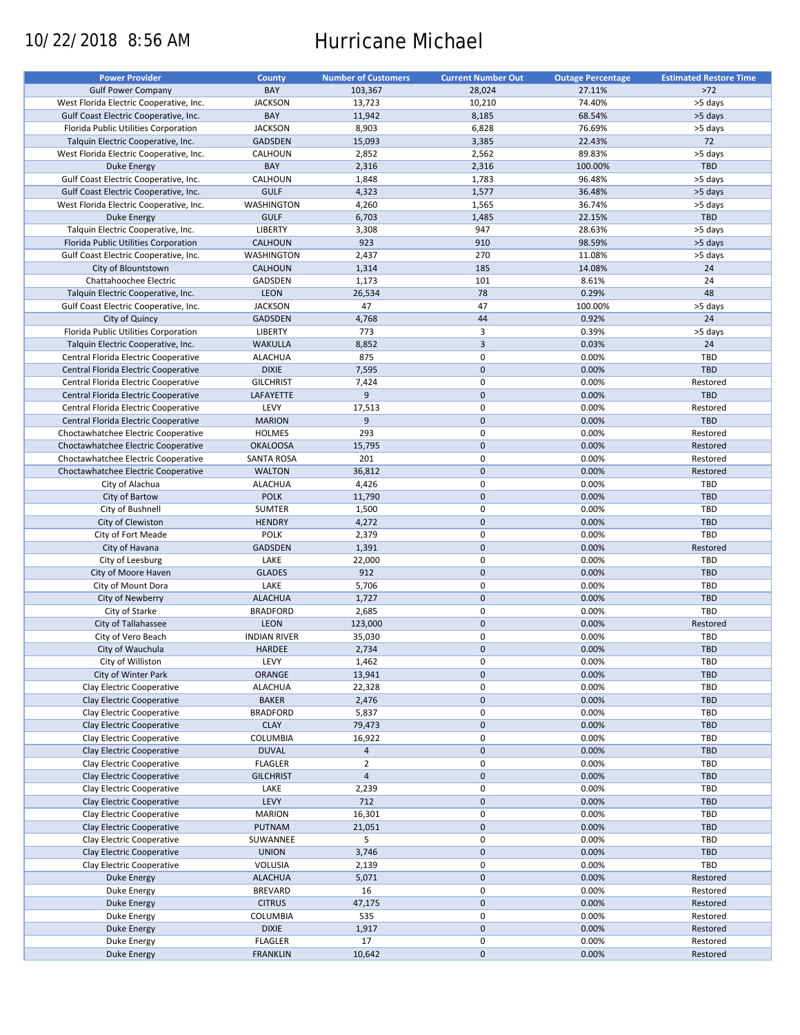10/22/2018 8:56 AM

# Hurricane Michael

| Power Provider | County | Number of Customers | Current Number Out | Outage Percentage | Estimated Restore Time |
|---|---|---|---|---|---|
| Gulf Power Company | BAY | 103,367 | 28,024 | 27.11% | >72 |
| West Florida Electric Cooperative, Inc. | JACKSON | 13,723 | 10,210 | 74.40% | >5 days |
| Gulf Coast Electric Cooperative, Inc. | BAY | 11,942 | 8,185 | 68.54% | >5 days |
| Florida Public Utilities Corporation | JACKSON | 8,903 | 6,828 | 76.69% | >5 days |
| Talquin Electric Cooperative, Inc. | GADSDEN | 15,093 | 3,385 | 22.43% | 72 |
| West Florida Electric Cooperative, Inc. | CALHOUN | 2,852 | 2,562 | 89.83% | >5 days |
| Duke Energy | BAY | 2,316 | 2,316 | 100.00% | TBD |
| Gulf Coast Electric Cooperative, Inc. | CALHOUN | 1,848 | 1,783 | 96.48% | >5 days |
| Gulf Coast Electric Cooperative, Inc. | GULF | 4,323 | 1,577 | 36.48% | >5 days |
| West Florida Electric Cooperative, Inc. | WASHINGTON | 4,260 | 1,565 | 36.74% | >5 days |
| Duke Energy | GULF | 6,703 | 1,485 | 22.15% | TBD |
| Talquin Electric Cooperative, Inc. | LIBERTY | 3,308 | 947 | 28.63% | >5 days |
| Florida Public Utilities Corporation | CALHOUN | 923 | 910 | 98.59% | >5 days |
| Gulf Coast Electric Cooperative, Inc. | WASHINGTON | 2,437 | 270 | 11.08% | >5 days |
| City of Blountstown | CALHOUN | 1,314 | 185 | 14.08% | 24 |
| Chattahoochee Electric | GADSDEN | 1,173 | 101 | 8.61% | 24 |
| Talquin Electric Cooperative, Inc. | LEON | 26,534 | 78 | 0.29% | 48 |
| Gulf Coast Electric Cooperative, Inc. | JACKSON | 47 | 47 | 100.00% | >5 days |
| City of Quincy | GADSDEN | 4,768 | 44 | 0.92% | 24 |
| Florida Public Utilities Corporation | LIBERTY | 773 | 3 | 0.39% | >5 days |
| Talquin Electric Cooperative, Inc. | WAKULLA | 8,852 | 3 | 0.03% | 24 |
| Central Florida Electric Cooperative | ALACHUA | 875 | 0 | 0.00% | TBD |
| Central Florida Electric Cooperative | DIXIE | 7,595 | 0 | 0.00% | TBD |
| Central Florida Electric Cooperative | GILCHRIST | 7,424 | 0 | 0.00% | Restored |
| Central Florida Electric Cooperative | LAFAYETTE | 9 | 0 | 0.00% | TBD |
| Central Florida Electric Cooperative | LEVY | 17,513 | 0 | 0.00% | Restored |
| Central Florida Electric Cooperative | MARION | 9 | 0 | 0.00% | TBD |
| Choctawhatchee Electric Cooperative | HOLMES | 293 | 0 | 0.00% | Restored |
| Choctawhatchee Electric Cooperative | OKALOOSA | 15,795 | 0 | 0.00% | Restored |
| Choctawhatchee Electric Cooperative | SANTA ROSA | 201 | 0 | 0.00% | Restored |
| Choctawhatchee Electric Cooperative | WALTON | 36,812 | 0 | 0.00% | Restored |
| City of Alachua | ALACHUA | 4,426 | 0 | 0.00% | TBD |
| City of Bartow | POLK | 11,790 | 0 | 0.00% | TBD |
| City of Bushnell | SUMTER | 1,500 | 0 | 0.00% | TBD |
| City of Clewiston | HENDRY | 4,272 | 0 | 0.00% | TBD |
| City of Fort Meade | POLK | 2,379 | 0 | 0.00% | TBD |
| City of Havana | GADSDEN | 1,391 | 0 | 0.00% | Restored |
| City of Leesburg | LAKE | 22,000 | 0 | 0.00% | TBD |
| City of Moore Haven | GLADES | 912 | 0 | 0.00% | TBD |
| City of Mount Dora | LAKE | 5,706 | 0 | 0.00% | TBD |
| City of Newberry | ALACHUA | 1,727 | 0 | 0.00% | TBD |
| City of Starke | BRADFORD | 2,685 | 0 | 0.00% | TBD |
| City of Tallahassee | LEON | 123,000 | 0 | 0.00% | Restored |
| City of Vero Beach | INDIAN RIVER | 35,030 | 0 | 0.00% | TBD |
| City of Wauchula | HARDEE | 2,734 | 0 | 0.00% | TBD |
| City of Williston | LEVY | 1,462 | 0 | 0.00% | TBD |
| City of Winter Park | ORANGE | 13,941 | 0 | 0.00% | TBD |
| Clay Electric Cooperative | ALACHUA | 22,328 | 0 | 0.00% | TBD |
| Clay Electric Cooperative | BAKER | 2,476 | 0 | 0.00% | TBD |
| Clay Electric Cooperative | BRADFORD | 5,837 | 0 | 0.00% | TBD |
| Clay Electric Cooperative | CLAY | 79,473 | 0 | 0.00% | TBD |
| Clay Electric Cooperative | COLUMBIA | 16,922 | 0 | 0.00% | TBD |
| Clay Electric Cooperative | DUVAL | 4 | 0 | 0.00% | TBD |
| Clay Electric Cooperative | FLAGLER | 2 | 0 | 0.00% | TBD |
| Clay Electric Cooperative | GILCHRIST | 4 | 0 | 0.00% | TBD |
| Clay Electric Cooperative | LAKE | 2,239 | 0 | 0.00% | TBD |
| Clay Electric Cooperative | LEVY | 712 | 0 | 0.00% | TBD |
| Clay Electric Cooperative | MARION | 16,301 | 0 | 0.00% | TBD |
| Clay Electric Cooperative | PUTNAM | 21,051 | 0 | 0.00% | TBD |
| Clay Electric Cooperative | SUWANNEE | 5 | 0 | 0.00% | TBD |
| Clay Electric Cooperative | UNION | 3,746 | 0 | 0.00% | TBD |
| Clay Electric Cooperative | VOLUSIA | 2,139 | 0 | 0.00% | TBD |
| Duke Energy | ALACHUA | 5,071 | 0 | 0.00% | Restored |
| Duke Energy | BREVARD | 16 | 0 | 0.00% | Restored |
| Duke Energy | CITRUS | 47,175 | 0 | 0.00% | Restored |
| Duke Energy | COLUMBIA | 535 | 0 | 0.00% | Restored |
| Duke Energy | DIXIE | 1,917 | 0 | 0.00% | Restored |
| Duke Energy | FLAGLER | 17 | 0 | 0.00% | Restored |
| Duke Energy | FRANKLIN | 10,642 | 0 | 0.00% | Restored |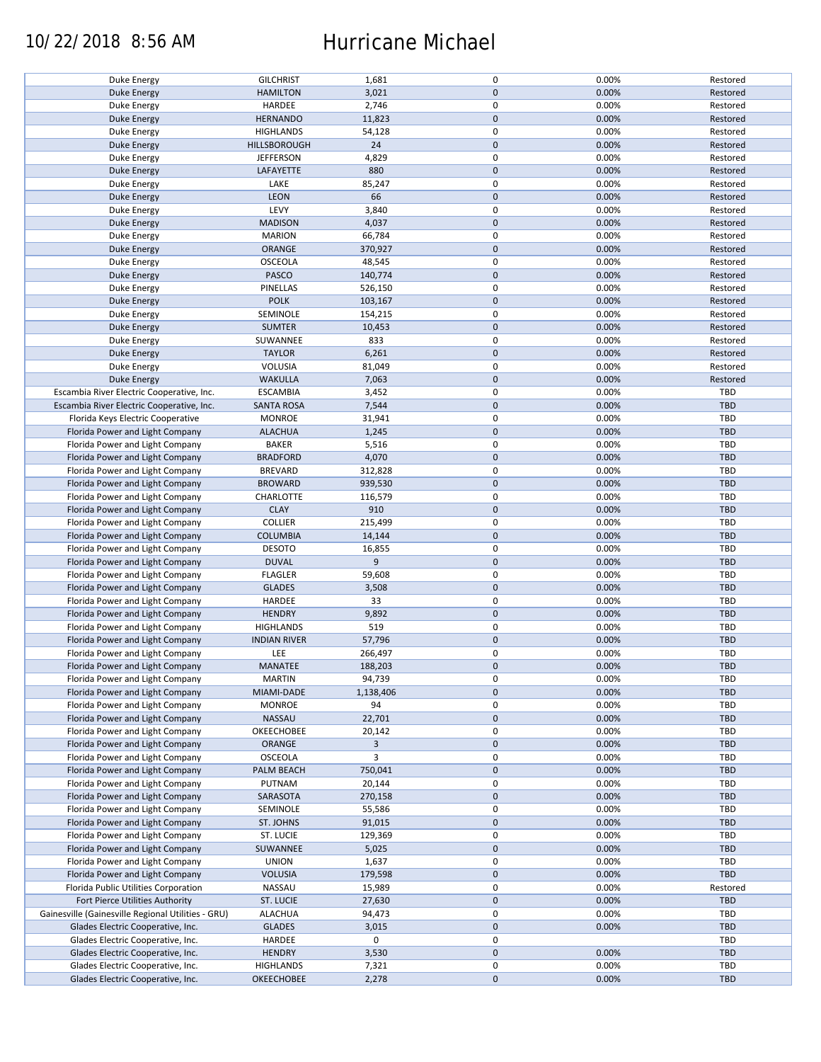# Hurricane Michael

10/22/2018 8:56 AM

| | | | | | |
|---|---|---|---|---|---|
| Duke Energy | GILCHRIST | 1,681 | 0 | 0.00% | Restored |
| Duke Energy | HAMILTON | 3,021 | 0 | 0.00% | Restored |
| Duke Energy | HARDEE | 2,746 | 0 | 0.00% | Restored |
| Duke Energy | HERNANDO | 11,823 | 0 | 0.00% | Restored |
| Duke Energy | HIGHLANDS | 54,128 | 0 | 0.00% | Restored |
| Duke Energy | HILLSBOROUGH | 24 | 0 | 0.00% | Restored |
| Duke Energy | JEFFERSON | 4,829 | 0 | 0.00% | Restored |
| Duke Energy | LAFAYETTE | 880 | 0 | 0.00% | Restored |
| Duke Energy | LAKE | 85,247 | 0 | 0.00% | Restored |
| Duke Energy | LEON | 66 | 0 | 0.00% | Restored |
| Duke Energy | LEVY | 3,840 | 0 | 0.00% | Restored |
| Duke Energy | MADISON | 4,037 | 0 | 0.00% | Restored |
| Duke Energy | MARION | 66,784 | 0 | 0.00% | Restored |
| Duke Energy | ORANGE | 370,927 | 0 | 0.00% | Restored |
| Duke Energy | OSCEOLA | 48,545 | 0 | 0.00% | Restored |
| Duke Energy | PASCO | 140,774 | 0 | 0.00% | Restored |
| Duke Energy | PINELLAS | 526,150 | 0 | 0.00% | Restored |
| Duke Energy | POLK | 103,167 | 0 | 0.00% | Restored |
| Duke Energy | SEMINOLE | 154,215 | 0 | 0.00% | Restored |
| Duke Energy | SUMTER | 10,453 | 0 | 0.00% | Restored |
| Duke Energy | SUWANNEE | 833 | 0 | 0.00% | Restored |
| Duke Energy | TAYLOR | 6,261 | 0 | 0.00% | Restored |
| Duke Energy | VOLUSIA | 81,049 | 0 | 0.00% | Restored |
| Duke Energy | WAKULLA | 7,063 | 0 | 0.00% | Restored |
| Escambia River Electric Cooperative, Inc. | ESCAMBIA | 3,452 | 0 | 0.00% | TBD |
| Escambia River Electric Cooperative, Inc. | SANTA ROSA | 7,544 | 0 | 0.00% | TBD |
| Florida Keys Electric Cooperative | MONROE | 31,941 | 0 | 0.00% | TBD |
| Florida Power and Light Company | ALACHUA | 1,245 | 0 | 0.00% | TBD |
| Florida Power and Light Company | BAKER | 5,516 | 0 | 0.00% | TBD |
| Florida Power and Light Company | BRADFORD | 4,070 | 0 | 0.00% | TBD |
| Florida Power and Light Company | BREVARD | 312,828 | 0 | 0.00% | TBD |
| Florida Power and Light Company | BROWARD | 939,530 | 0 | 0.00% | TBD |
| Florida Power and Light Company | CHARLOTTE | 116,579 | 0 | 0.00% | TBD |
| Florida Power and Light Company | CLAY | 910 | 0 | 0.00% | TBD |
| Florida Power and Light Company | COLLIER | 215,499 | 0 | 0.00% | TBD |
| Florida Power and Light Company | COLUMBIA | 14,144 | 0 | 0.00% | TBD |
| Florida Power and Light Company | DESOTO | 16,855 | 0 | 0.00% | TBD |
| Florida Power and Light Company | DUVAL | 9 | 0 | 0.00% | TBD |
| Florida Power and Light Company | FLAGLER | 59,608 | 0 | 0.00% | TBD |
| Florida Power and Light Company | GLADES | 3,508 | 0 | 0.00% | TBD |
| Florida Power and Light Company | HARDEE | 33 | 0 | 0.00% | TBD |
| Florida Power and Light Company | HENDRY | 9,892 | 0 | 0.00% | TBD |
| Florida Power and Light Company | HIGHLANDS | 519 | 0 | 0.00% | TBD |
| Florida Power and Light Company | INDIAN RIVER | 57,796 | 0 | 0.00% | TBD |
| Florida Power and Light Company | LEE | 266,497 | 0 | 0.00% | TBD |
| Florida Power and Light Company | MANATEE | 188,203 | 0 | 0.00% | TBD |
| Florida Power and Light Company | MARTIN | 94,739 | 0 | 0.00% | TBD |
| Florida Power and Light Company | MIAMI-DADE | 1,138,406 | 0 | 0.00% | TBD |
| Florida Power and Light Company | MONROE | 94 | 0 | 0.00% | TBD |
| Florida Power and Light Company | NASSAU | 22,701 | 0 | 0.00% | TBD |
| Florida Power and Light Company | OKEECHOBEE | 20,142 | 0 | 0.00% | TBD |
| Florida Power and Light Company | ORANGE | 3 | 0 | 0.00% | TBD |
| Florida Power and Light Company | OSCEOLA | 3 | 0 | 0.00% | TBD |
| Florida Power and Light Company | PALM BEACH | 750,041 | 0 | 0.00% | TBD |
| Florida Power and Light Company | PUTNAM | 20,144 | 0 | 0.00% | TBD |
| Florida Power and Light Company | SARASOTA | 270,158 | 0 | 0.00% | TBD |
| Florida Power and Light Company | SEMINOLE | 55,586 | 0 | 0.00% | TBD |
| Florida Power and Light Company | ST. JOHNS | 91,015 | 0 | 0.00% | TBD |
| Florida Power and Light Company | ST. LUCIE | 129,369 | 0 | 0.00% | TBD |
| Florida Power and Light Company | SUWANNEE | 5,025 | 0 | 0.00% | TBD |
| Florida Power and Light Company | UNION | 1,637 | 0 | 0.00% | TBD |
| Florida Power and Light Company | VOLUSIA | 179,598 | 0 | 0.00% | TBD |
| Florida Public Utilities Corporation | NASSAU | 15,989 | 0 | 0.00% | Restored |
| Fort Pierce Utilities Authority | ST. LUCIE | 27,630 | 0 | 0.00% | TBD |
| Gainesville (Gainesville Regional Utilities - GRU) | ALACHUA | 94,473 | 0 | 0.00% | TBD |
| Glades Electric Cooperative, Inc. | GLADES | 3,015 | 0 | 0.00% | TBD |
| Glades Electric Cooperative, Inc. | HARDEE | 0 | 0 | | TBD |
| Glades Electric Cooperative, Inc. | HENDRY | 3,530 | 0 | 0.00% | TBD |
| Glades Electric Cooperative, Inc. | HIGHLANDS | 7,321 | 0 | 0.00% | TBD |
| Glades Electric Cooperative, Inc. | OKEECHOBEE | 2,278 | 0 | 0.00% | TBD |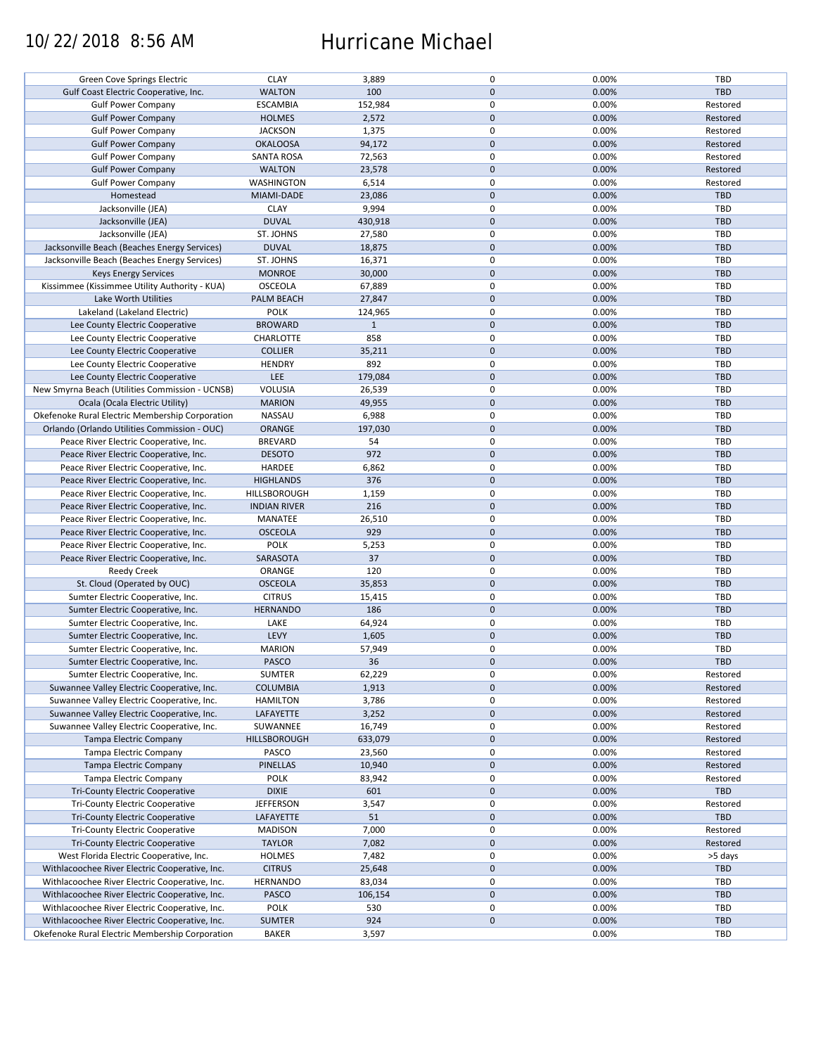| | | | | | |
|---|---|---|---|---|---|
| Green Cove Springs Electric | CLAY | 3,889 | 0 | 0.00% | TBD |
| Gulf Coast Electric Cooperative, Inc. | WALTON | 100 | 0 | 0.00% | TBD |
| Gulf Power Company | ESCAMBIA | 152,984 | 0 | 0.00% | Restored |
| Gulf Power Company | HOLMES | 2,572 | 0 | 0.00% | Restored |
| Gulf Power Company | JACKSON | 1,375 | 0 | 0.00% | Restored |
| Gulf Power Company | OKALOOSA | 94,172 | 0 | 0.00% | Restored |
| Gulf Power Company | SANTA ROSA | 72,563 | 0 | 0.00% | Restored |
| Gulf Power Company | WALTON | 23,578 | 0 | 0.00% | Restored |
| Gulf Power Company | WASHINGTON | 6,514 | 0 | 0.00% | Restored |
| Homestead | MIAMI-DADE | 23,086 | 0 | 0.00% | TBD |
| Jacksonville (JEA) | CLAY | 9,994 | 0 | 0.00% | TBD |
| Jacksonville (JEA) | DUVAL | 430,918 | 0 | 0.00% | TBD |
| Jacksonville (JEA) | ST. JOHNS | 27,580 | 0 | 0.00% | TBD |
| Jacksonville Beach (Beaches Energy Services) | DUVAL | 18,875 | 0 | 0.00% | TBD |
| Jacksonville Beach (Beaches Energy Services) | ST. JOHNS | 16,371 | 0 | 0.00% | TBD |
| Keys Energy Services | MONROE | 30,000 | 0 | 0.00% | TBD |
| Kissimmee (Kissimmee Utility Authority - KUA) | OSCEOLA | 67,889 | 0 | 0.00% | TBD |
| Lake Worth Utilities | PALM BEACH | 27,847 | 0 | 0.00% | TBD |
| Lakeland (Lakeland Electric) | POLK | 124,965 | 0 | 0.00% | TBD |
| Lee County Electric Cooperative | BROWARD | 1 | 0 | 0.00% | TBD |
| Lee County Electric Cooperative | CHARLOTTE | 858 | 0 | 0.00% | TBD |
| Lee County Electric Cooperative | COLLIER | 35,211 | 0 | 0.00% | TBD |
| Lee County Electric Cooperative | HENDRY | 892 | 0 | 0.00% | TBD |
| Lee County Electric Cooperative | LEE | 179,084 | 0 | 0.00% | TBD |
| New Smyrna Beach (Utilities Commission - UCNSB) | VOLUSIA | 26,539 | 0 | 0.00% | TBD |
| Ocala (Ocala Electric Utility) | MARION | 49,955 | 0 | 0.00% | TBD |
| Okefenoke Rural Electric Membership Corporation | NASSAU | 6,988 | 0 | 0.00% | TBD |
| Orlando (Orlando Utilities Commission - OUC) | ORANGE | 197,030 | 0 | 0.00% | TBD |
| Peace River Electric Cooperative, Inc. | BREVARD | 54 | 0 | 0.00% | TBD |
| Peace River Electric Cooperative, Inc. | DESOTO | 972 | 0 | 0.00% | TBD |
| Peace River Electric Cooperative, Inc. | HARDEE | 6,862 | 0 | 0.00% | TBD |
| Peace River Electric Cooperative, Inc. | HIGHLANDS | 376 | 0 | 0.00% | TBD |
| Peace River Electric Cooperative, Inc. | HILLSBOROUGH | 1,159 | 0 | 0.00% | TBD |
| Peace River Electric Cooperative, Inc. | INDIAN RIVER | 216 | 0 | 0.00% | TBD |
| Peace River Electric Cooperative, Inc. | MANATEE | 26,510 | 0 | 0.00% | TBD |
| Peace River Electric Cooperative, Inc. | OSCEOLA | 929 | 0 | 0.00% | TBD |
| Peace River Electric Cooperative, Inc. | POLK | 5,253 | 0 | 0.00% | TBD |
| Peace River Electric Cooperative, Inc. | SARASOTA | 37 | 0 | 0.00% | TBD |
| Reedy Creek | ORANGE | 120 | 0 | 0.00% | TBD |
| St. Cloud (Operated by OUC) | OSCEOLA | 35,853 | 0 | 0.00% | TBD |
| Sumter Electric Cooperative, Inc. | CITRUS | 15,415 | 0 | 0.00% | TBD |
| Sumter Electric Cooperative, Inc. | HERNANDO | 186 | 0 | 0.00% | TBD |
| Sumter Electric Cooperative, Inc. | LAKE | 64,924 | 0 | 0.00% | TBD |
| Sumter Electric Cooperative, Inc. | LEVY | 1,605 | 0 | 0.00% | TBD |
| Sumter Electric Cooperative, Inc. | MARION | 57,949 | 0 | 0.00% | TBD |
| Sumter Electric Cooperative, Inc. | PASCO | 36 | 0 | 0.00% | TBD |
| Sumter Electric Cooperative, Inc. | SUMTER | 62,229 | 0 | 0.00% | Restored |
| Suwannee Valley Electric Cooperative, Inc. | COLUMBIA | 1,913 | 0 | 0.00% | Restored |
| Suwannee Valley Electric Cooperative, Inc. | HAMILTON | 3,786 | 0 | 0.00% | Restored |
| Suwannee Valley Electric Cooperative, Inc. | LAFAYETTE | 3,252 | 0 | 0.00% | Restored |
| Suwannee Valley Electric Cooperative, Inc. | SUWANNEE | 16,749 | 0 | 0.00% | Restored |
| Tampa Electric Company | HILLSBOROUGH | 633,079 | 0 | 0.00% | Restored |
| Tampa Electric Company | PASCO | 23,560 | 0 | 0.00% | Restored |
| Tampa Electric Company | PINELLAS | 10,940 | 0 | 0.00% | Restored |
| Tampa Electric Company | POLK | 83,942 | 0 | 0.00% | Restored |
| Tri-County Electric Cooperative | DIXIE | 601 | 0 | 0.00% | TBD |
| Tri-County Electric Cooperative | JEFFERSON | 3,547 | 0 | 0.00% | Restored |
| Tri-County Electric Cooperative | LAFAYETTE | 51 | 0 | 0.00% | TBD |
| Tri-County Electric Cooperative | MADISON | 7,000 | 0 | 0.00% | Restored |
| Tri-County Electric Cooperative | TAYLOR | 7,082 | 0 | 0.00% | Restored |
| West Florida Electric Cooperative, Inc. | HOLMES | 7,482 | 0 | 0.00% | >5 days |
| Withlacoochee River Electric Cooperative, Inc. | CITRUS | 25,648 | 0 | 0.00% | TBD |
| Withlacoochee River Electric Cooperative, Inc. | HERNANDO | 83,034 | 0 | 0.00% | TBD |
| Withlacoochee River Electric Cooperative, Inc. | PASCO | 106,154 | 0 | 0.00% | TBD |
| Withlacoochee River Electric Cooperative, Inc. | POLK | 530 | 0 | 0.00% | TBD |
| Withlacoochee River Electric Cooperative, Inc. | SUMTER | 924 | 0 | 0.00% | TBD |
| Okefenoke Rural Electric Membership Corporation | BAKER | 3,597 | | 0.00% | TBD |